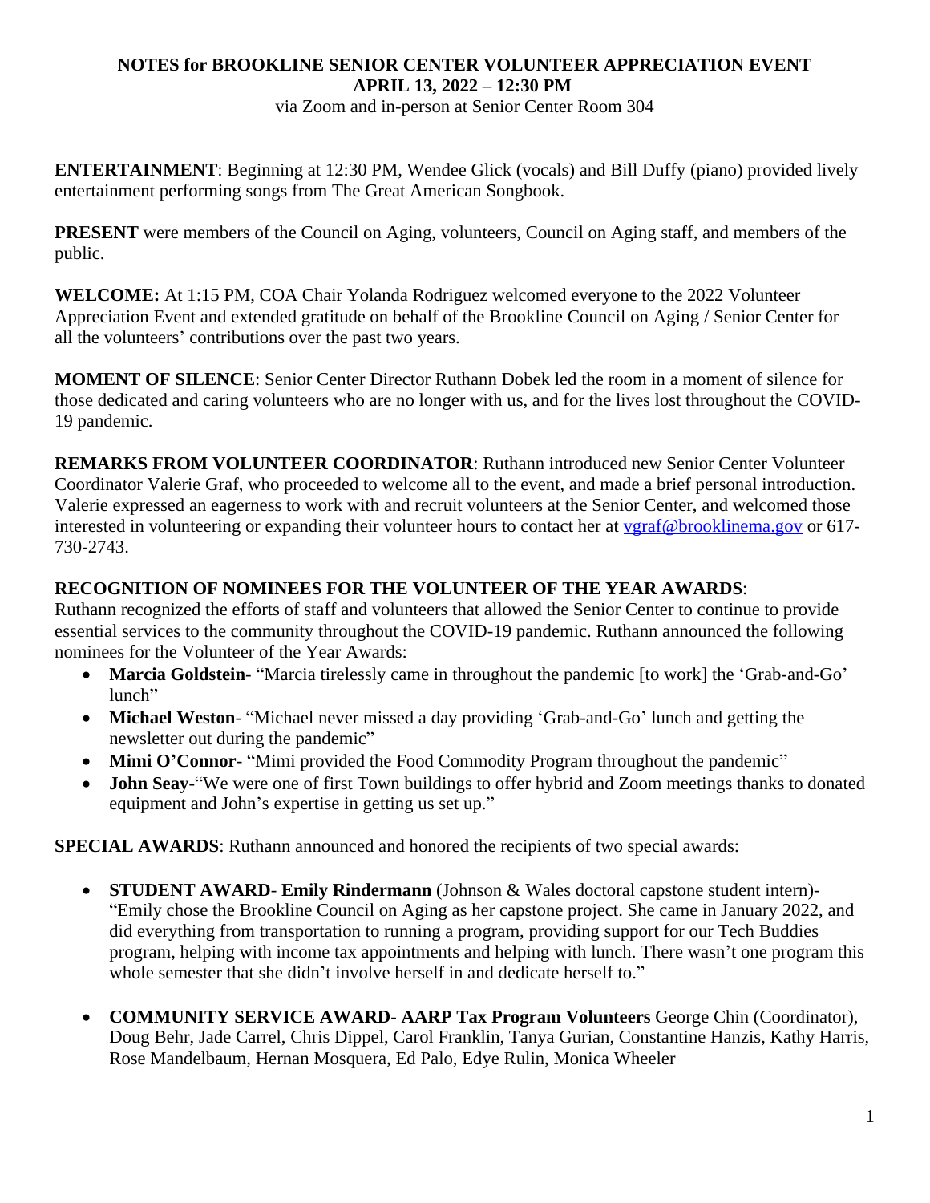# NOTES for BROOKLINE SENIOR CENTER VOLUNTEER APPRECIATION EVENT
## APRIL 13, 2022 – 12:30 PM

via Zoom and in-person at Senior Center Room 304

**ENTERTAINMENT**: Beginning at 12:30 PM, Wendee Glick (vocals) and Bill Duffy (piano) provided lively entertainment performing songs from The Great American Songbook.

**PRESENT** were members of the Council on Aging, volunteers, Council on Aging staff, and members of the public.

**WELCOME:** At 1:15 PM, COA Chair Yolanda Rodriguez welcomed everyone to the 2022 Volunteer Appreciation Event and extended gratitude on behalf of the Brookline Council on Aging / Senior Center for all the volunteers' contributions over the past two years.

**MOMENT OF SILENCE**: Senior Center Director Ruthann Dobek led the room in a moment of silence for those dedicated and caring volunteers who are no longer with us, and for the lives lost throughout the COVID-19 pandemic.

**REMARKS FROM VOLUNTEER COORDINATOR**: Ruthann introduced new Senior Center Volunteer Coordinator Valerie Graf, who proceeded to welcome all to the event, and made a brief personal introduction. Valerie expressed an eagerness to work with and recruit volunteers at the Senior Center, and welcomed those interested in volunteering or expanding their volunteer hours to contact her at vgraf@brooklinema.gov or 617-730-2743.

**RECOGNITION OF NOMINEES FOR THE VOLUNTEER OF THE YEAR AWARDS**:
Ruthann recognized the efforts of staff and volunteers that allowed the Senior Center to continue to provide essential services to the community throughout the COVID-19 pandemic. Ruthann announced the following nominees for the Volunteer of the Year Awards:

- **Marcia Goldstein**- "Marcia tirelessly came in throughout the pandemic [to work] the 'Grab-and-Go' lunch"
- **Michael Weston**- "Michael never missed a day providing 'Grab-and-Go' lunch and getting the newsletter out during the pandemic"
- **Mimi O'Connor**- "Mimi provided the Food Commodity Program throughout the pandemic"
- **John Seay**-"We were one of first Town buildings to offer hybrid and Zoom meetings thanks to donated equipment and John's expertise in getting us set up."

**SPECIAL AWARDS**: Ruthann announced and honored the recipients of two special awards:

- **STUDENT AWARD**- **Emily Rindermann** (Johnson & Wales doctoral capstone student intern)- "Emily chose the Brookline Council on Aging as her capstone project. She came in January 2022, and did everything from transportation to running a program, providing support for our Tech Buddies program, helping with income tax appointments and helping with lunch. There wasn't one program this whole semester that she didn't involve herself in and dedicate herself to."

- **COMMUNITY SERVICE AWARD**- **AARP Tax Program Volunteers** George Chin (Coordinator), Doug Behr, Jade Carrel, Chris Dippel, Carol Franklin, Tanya Gurian, Constantine Hanzis, Kathy Harris, Rose Mandelbaum, Hernan Mosquera, Ed Palo, Edye Rulin, Monica Wheeler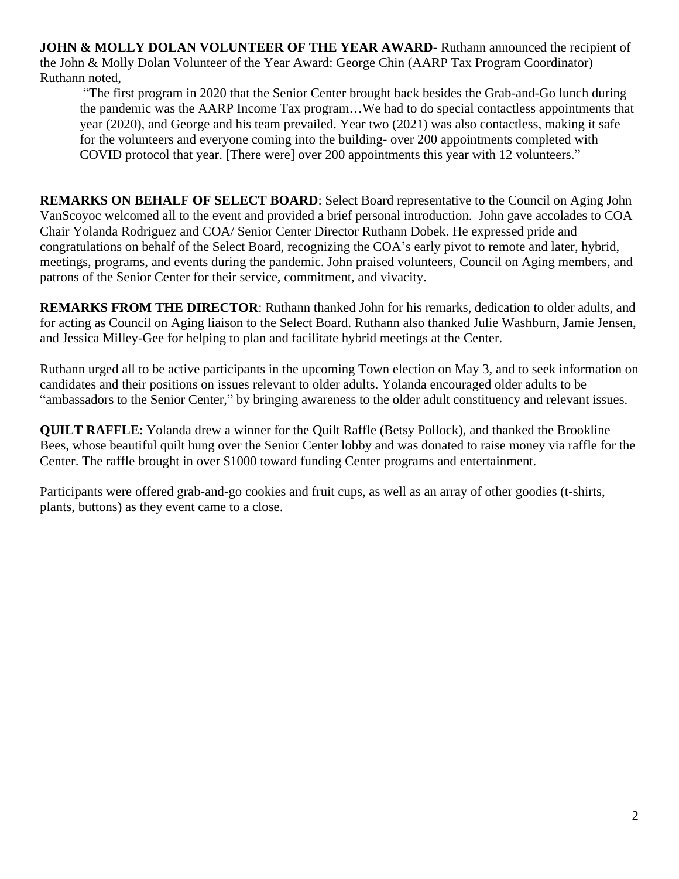**JOHN & MOLLY DOLAN VOLUNTEER OF THE YEAR AWARD-** Ruthann announced the recipient of the John & Molly Dolan Volunteer of the Year Award: George Chin (AARP Tax Program Coordinator) Ruthann noted,

> "The first program in 2020 that the Senior Center brought back besides the Grab-and-Go lunch during the pandemic was the AARP Income Tax program…We had to do special contactless appointments that year (2020), and George and his team prevailed. Year two (2021) was also contactless, making it safe for the volunteers and everyone coming into the building- over 200 appointments completed with COVID protocol that year. [There were] over 200 appointments this year with 12 volunteers."

**REMARKS ON BEHALF OF SELECT BOARD**: Select Board representative to the Council on Aging John VanScoyoc welcomed all to the event and provided a brief personal introduction. John gave accolades to COA Chair Yolanda Rodriguez and COA/ Senior Center Director Ruthann Dobek. He expressed pride and congratulations on behalf of the Select Board, recognizing the COA's early pivot to remote and later, hybrid, meetings, programs, and events during the pandemic. John praised volunteers, Council on Aging members, and patrons of the Senior Center for their service, commitment, and vivacity.

**REMARKS FROM THE DIRECTOR**: Ruthann thanked John for his remarks, dedication to older adults, and for acting as Council on Aging liaison to the Select Board. Ruthann also thanked Julie Washburn, Jamie Jensen, and Jessica Milley-Gee for helping to plan and facilitate hybrid meetings at the Center.

Ruthann urged all to be active participants in the upcoming Town election on May 3, and to seek information on candidates and their positions on issues relevant to older adults. Yolanda encouraged older adults to be "ambassadors to the Senior Center," by bringing awareness to the older adult constituency and relevant issues.

**QUILT RAFFLE**: Yolanda drew a winner for the Quilt Raffle (Betsy Pollock), and thanked the Brookline Bees, whose beautiful quilt hung over the Senior Center lobby and was donated to raise money via raffle for the Center. The raffle brought in over $1000 toward funding Center programs and entertainment.

Participants were offered grab-and-go cookies and fruit cups, as well as an array of other goodies (t-shirts, plants, buttons) as they event came to a close.